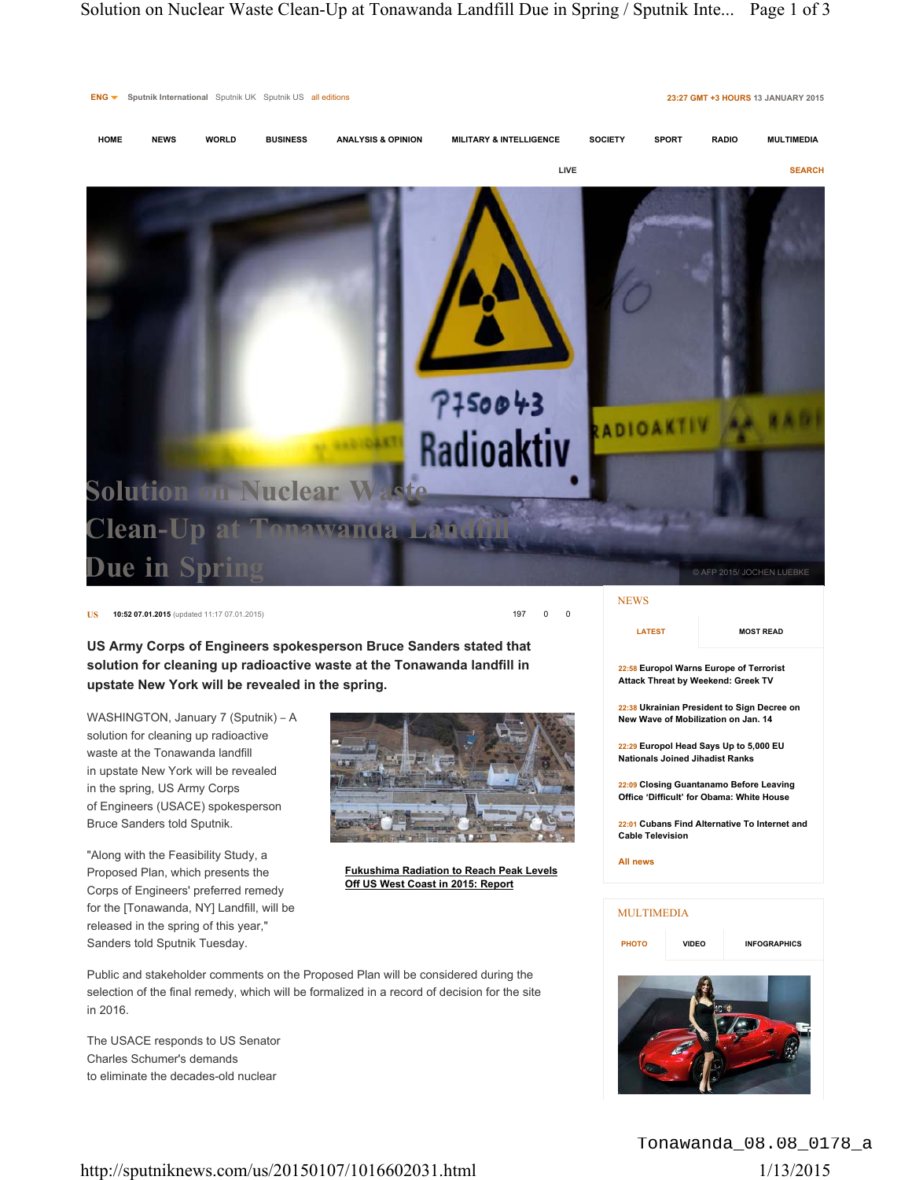ENG Sputnik International Sputnik UK Sputnik US all editions

23:27 GMT +3 HOURS 13 JANUARY 2015

HOME NEWS WORLD BUSINESS ANALYSIS & OPINION MILITARY & INTELLIGENCE SOCIETY SPORT RADIO MULTIMEDIA

LIVE SEARCH

# Solution on Nuclear Waste Clean-Up at Tonawanda Landfill Due in Spring

© AFP 2015/ JOCHEN LUEBKE

US 10:52 07.01.2015 (updated 11:17 07.01.2015) 197 0 0

**US Army Corps of Engineers spokesperson Bruce Sanders stated that solution for cleaning up radioactive waste at the Tonawanda landfill in upstate New York will be revealed in the spring.**

WASHINGTON, January 7 (Sputnik) – A solution for cleaning up radioactive waste at the Tonawanda landfill in upstate New York will be revealed in the spring, US Army Corps of Engineers (USACE) spokesperson Bruce Sanders told Sputnik.

[Fukushima Radiation to Reach Peak Levels Off US West Coast in 2015: Report]

"Along with the Feasibility Study, a Proposed Plan, which presents the Corps of Engineers' preferred remedy for the [Tonawanda, NY] Landfill, will be released in the spring of this year," Sanders told Sputnik Tuesday.

Public and stakeholder comments on the Proposed Plan will be considered during the selection of the final remedy, which will be formalized in a record of decision for the site in 2016.

The USACE responds to US Senator Charles Schumer's demands to eliminate the decades-old nuclear

## NEWS

LATEST | MOST READ

- 22:58 **Europol Warns Europe of Terrorist Attack Threat by Weekend: Greek TV**
- 22:38 **Ukrainian President to Sign Decree on New Wave of Mobilization on Jan. 14**
- 22:29 **Europol Head Says Up to 5,000 EU Nationals Joined Jihadist Ranks**
- 22:09 **Closing Guantanamo Before Leaving Office 'Difficult' for Obama: White House**
- 22:01 **Cubans Find Alternative To Internet and Cable Television**

All news

## MULTIMEDIA

PHOTO | VIDEO | INFOGRAPHICS

Tonawanda_08.08_0178_a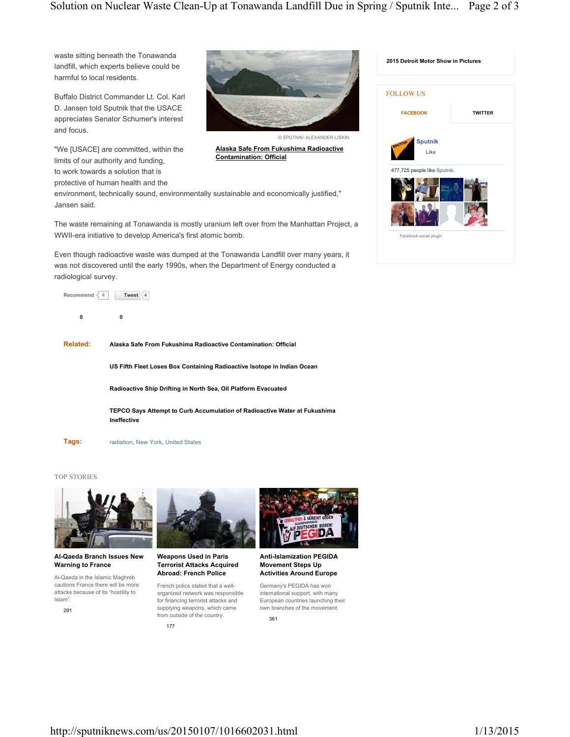waste sitting beneath the Tonawanda landfill, which experts believe could be harmful to local residents.

Buffalo District Commander Lt. Col. Karl D. Jansen told Sputnik that the USACE appreciates Senator Schumer's interest and focus.

"We [USACE] are committed, within the limits of our authority and funding, to work towards a solution that is protective of human health and the environment, technically sound, environmentally sustainable and economically justified," Jansen said.

© SPUTNIK/ ALEXANDER LISKIN

**Alaska Safe From Fukushima Radioactive Contamination: Official**

The waste remaining at Tonawanda is mostly uranium left over from the Manhattan Project, a WWII-era initiative to develop America's first atomic bomb.

Even though radioactive waste was dumped at the Tonawanda Landfill over many years, it was not discovered until the early 1990s, when the Department of Energy conducted a radiological survey.

Recommend 4 Tweet 4

0 0

**Related:**

- Alaska Safe From Fukushima Radioactive Contamination: Official
- US Fifth Fleet Loses Box Containing Radioactive Isotope in Indian Ocean
- Radioactive Ship Drifting in North Sea, Oil Platform Evacuated
- TEPCO Says Attempt to Curb Accumulation of Radioactive Water at Fukushima Ineffective

**Tags:** radiation, New York, United States

TOP STORIES

**Al-Qaeda Branch Issues New Warning to France**

Al-Qaeda in the Islamic Maghreb cautions France there will be more attacks because of its "hostility to Islam".

291

**Weapons Used in Paris Terrorist Attacks Acquired Abroad: French Police**

French police stated that a well-organized network was responsible for financing terrorist attacks and supplying weapons, which came from outside of the country.

177

**Anti-Islamization PEGIDA Movement Steps Up Activities Around Europe**

Germany's PEGIDA has won international support, with many European countries launching their own branches of the movement.

361

2015 Detroit Motor Show in Pictures

FOLLOW US

FACEBOOK TWITTER

Sputnik

Like

477,725 people like Sputnik.

Facebook social plugin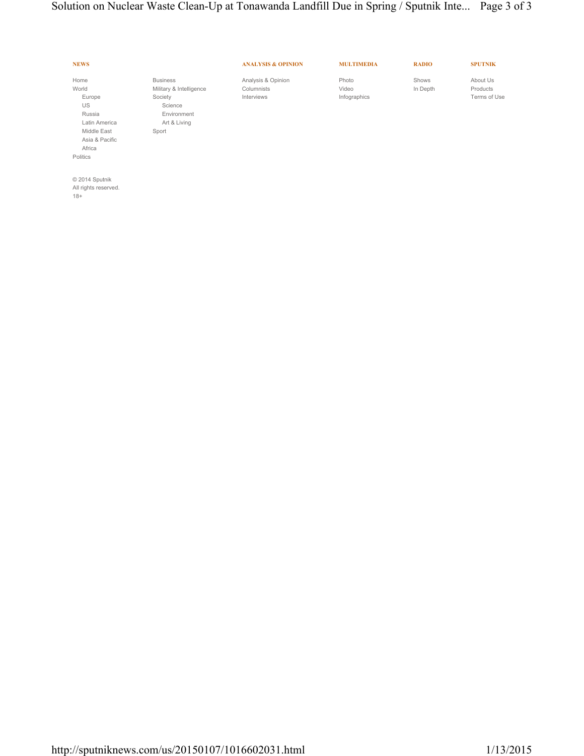**NEWS**

- Home
- World
  - Europe
  - US
  - Russia
  - Latin America
  - Middle East
  - Asia & Pacific
  - Africa
- Politics

- Business
- Military & Intelligence
- Society
  - Science
  - Environment
  - Art & Living
- Sport

**ANALYSIS & OPINION**

- Analysis & Opinion
- Columnists
- Interviews

**MULTIMEDIA**

- Photo
- Video
- Infographics

**RADIO**

- Shows
- In Depth

**SPUTNIK**

- About Us
- Products
- Terms of Use

© 2014 Sputnik
All rights reserved.
18+